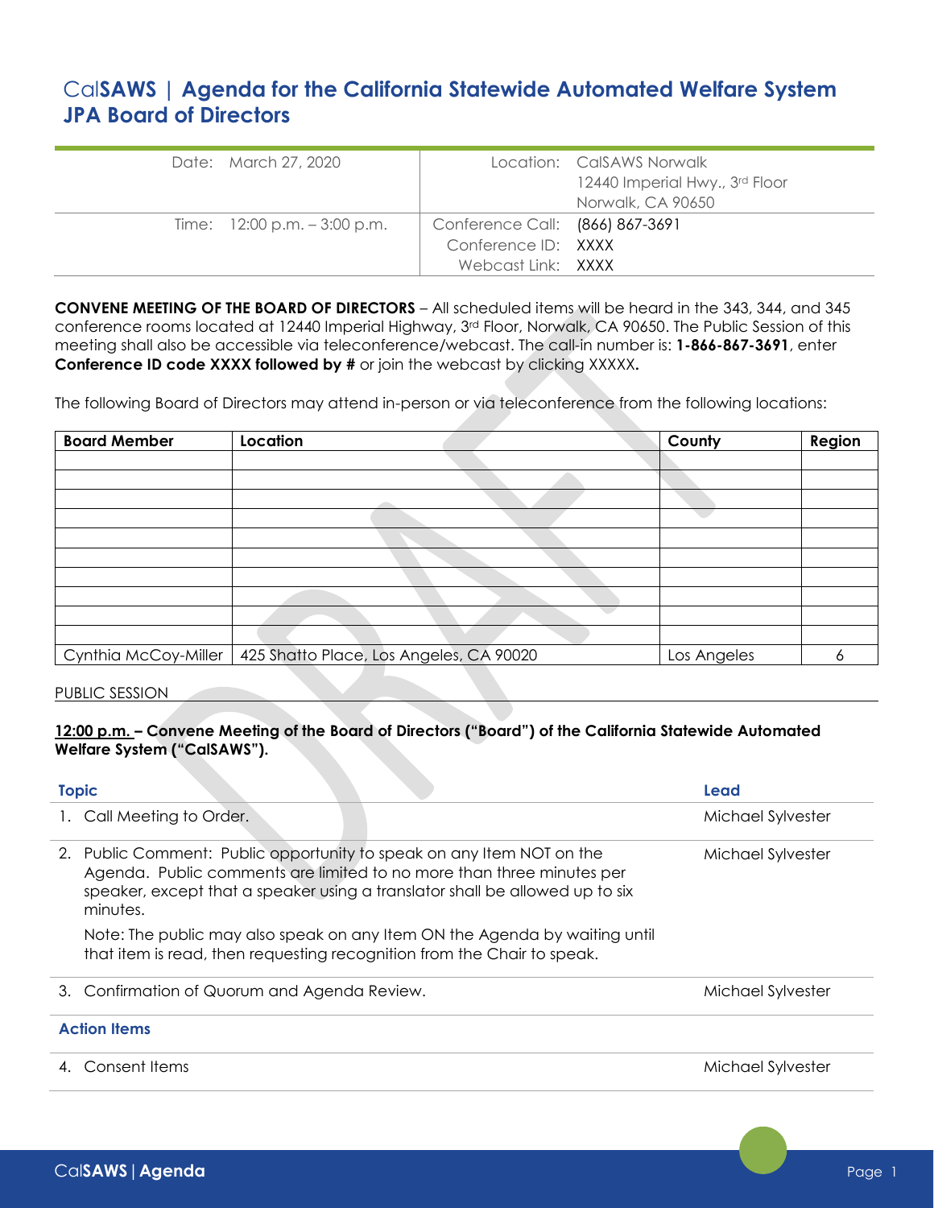# CalSAWS | Agenda for the California Statewide Automated Welfare System JPA Board of Directors

| | | | |
|---|---|---|---|
| Date: | March 27, 2020 | Location: | CalSAWS Norwalk<br>12440 Imperial Hwy., 3rd Floor<br>Norwalk, CA 90650 |
| Time: | 12:00 p.m. – 3:00 p.m. | Conference Call:<br>Conference ID:<br>Webcast Link: | (866) 867-3691<br>XXXX<br>XXXX |

**CONVENE MEETING OF THE BOARD OF DIRECTORS** – All scheduled items will be heard in the 343, 344, and 345 conference rooms located at 12440 Imperial Highway, 3rd Floor, Norwalk, CA 90650. The Public Session of this meeting shall also be accessible via teleconference/webcast. The call-in number is: **1-866-867-3691**, enter **Conference ID code XXXX followed by #** or join the webcast by clicking XXXXX**.**

The following Board of Directors may attend in-person or via teleconference from the following locations:

| Board Member | Location | County | Region |
|---|---|---|---|
| | | | |
| | | | |
| | | | |
| | | | |
| | | | |
| | | | |
| | | | |
| | | | |
| | | | |
| | | | |
| Cynthia McCoy-Miller | 425 Shatto Place, Los Angeles, CA 90020 | Los Angeles | 6 |

PUBLIC SESSION

**12:00 p.m. – Convene Meeting of the Board of Directors ("Board") of the California Statewide Automated Welfare System ("CalSAWS").**

| Topic | Lead |
|---|---|
| 1. Call Meeting to Order. | Michael Sylvester |
| 2. Public Comment: Public opportunity to speak on any Item NOT on the Agenda. Public comments are limited to no more than three minutes per speaker, except that a speaker using a translator shall be allowed up to six minutes.<br><br>Note: The public may also speak on any Item ON the Agenda by waiting until that item is read, then requesting recognition from the Chair to speak. | Michael Sylvester |
| 3. Confirmation of Quorum and Agenda Review. | Michael Sylvester |
| **Action Items** | |
| 4. Consent Items | Michael Sylvester |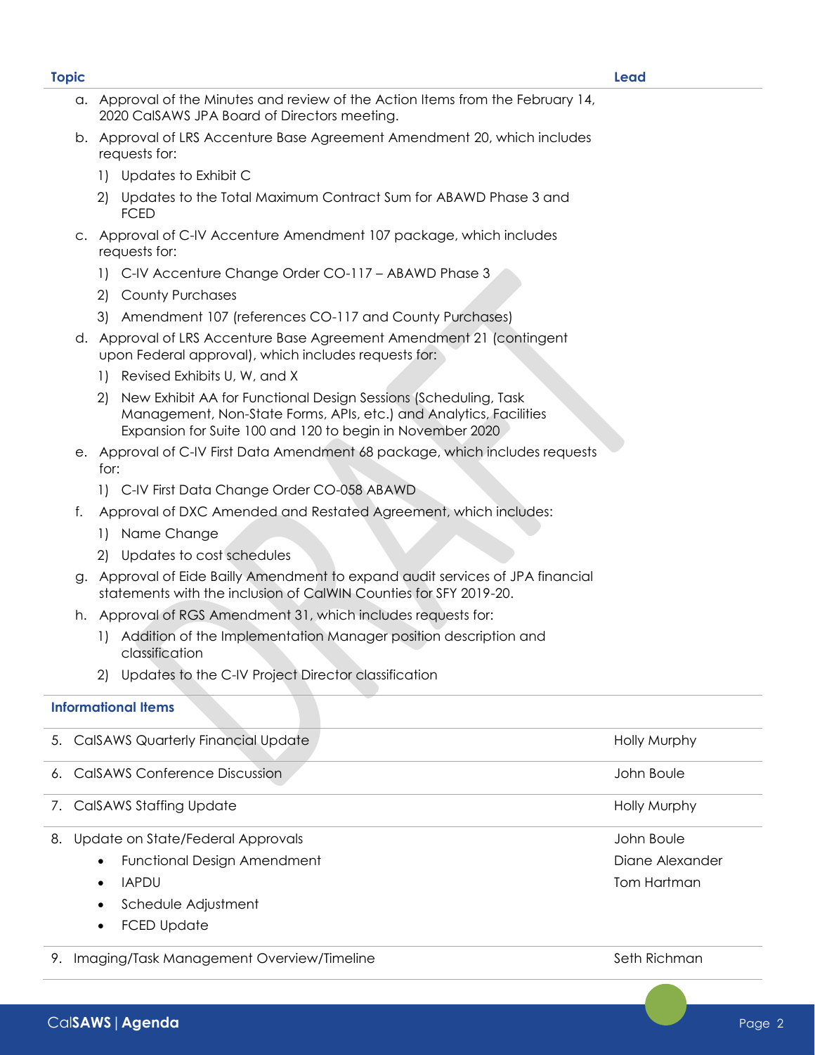| Topic | Lead |
|---|---|
| a. Approval of the Minutes and review of the Action Items from the February 14, 2020 CalSAWS JPA Board of Directors meeting. | |
| b. Approval of LRS Accenture Base Agreement Amendment 20, which includes requests for:<br>1) Updates to Exhibit C<br>2) Updates to the Total Maximum Contract Sum for ABAWD Phase 3 and FCED | |
| c. Approval of C-IV Accenture Amendment 107 package, which includes requests for:<br>1) C-IV Accenture Change Order CO-117 – ABAWD Phase 3<br>2) County Purchases<br>3) Amendment 107 (references CO-117 and County Purchases) | |
| d. Approval of LRS Accenture Base Agreement Amendment 21 (contingent upon Federal approval), which includes requests for:<br>1) Revised Exhibits U, W, and X<br>2) New Exhibit AA for Functional Design Sessions (Scheduling, Task Management, Non-State Forms, APIs, etc.) and Analytics, Facilities Expansion for Suite 100 and 120 to begin in November 2020 | |
| e. Approval of C-IV First Data Amendment 68 package, which includes requests for:<br>1) C-IV First Data Change Order CO-058 ABAWD | |
| f. Approval of DXC Amended and Restated Agreement, which includes:<br>1) Name Change<br>2) Updates to cost schedules | |
| g. Approval of Eide Bailly Amendment to expand audit services of JPA financial statements with the inclusion of CalWIN Counties for SFY 2019-20. | |
| h. Approval of RGS Amendment 31, which includes requests for:<br>1) Addition of the Implementation Manager position description and classification<br>2) Updates to the C-IV Project Director classification | |
| **Informational Items** | |
| 5. CalSAWS Quarterly Financial Update | Holly Murphy |
| 6. CalSAWS Conference Discussion | John Boule |
| 7. CalSAWS Staffing Update | Holly Murphy |
| 8. Update on State/Federal Approvals<br>• Functional Design Amendment<br>• IAPDU<br>• Schedule Adjustment<br>• FCED Update | John Boule<br>Diane Alexander<br>Tom Hartman |
| 9. Imaging/Task Management Overview/Timeline | Seth Richman |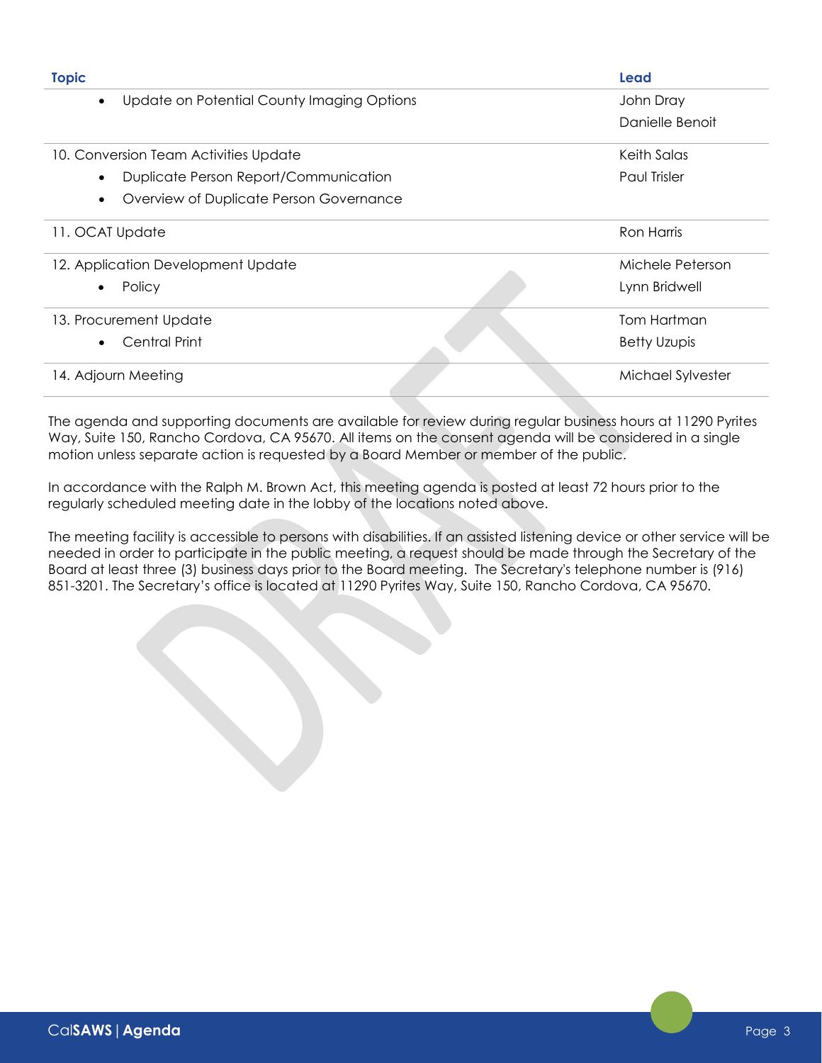| Topic | Lead |
|---|---|
| • Update on Potential County Imaging Options | John Dray<br>Danielle Benoit |
| 10. Conversion Team Activities Update<br>• Duplicate Person Report/Communication<br>• Overview of Duplicate Person Governance | Keith Salas<br>Paul Trisler |
| 11. OCAT Update | Ron Harris |
| 12. Application Development Update<br>• Policy | Michele Peterson<br>Lynn Bridwell |
| 13. Procurement Update<br>• Central Print | Tom Hartman<br>Betty Uzupis |
| 14. Adjourn Meeting | Michael Sylvester |

The agenda and supporting documents are available for review during regular business hours at 11290 Pyrites Way, Suite 150, Rancho Cordova, CA 95670. All items on the consent agenda will be considered in a single motion unless separate action is requested by a Board Member or member of the public.

In accordance with the Ralph M. Brown Act, this meeting agenda is posted at least 72 hours prior to the regularly scheduled meeting date in the lobby of the locations noted above.

The meeting facility is accessible to persons with disabilities. If an assisted listening device or other service will be needed in order to participate in the public meeting, a request should be made through the Secretary of the Board at least three (3) business days prior to the Board meeting. The Secretary's telephone number is (916) 851-3201. The Secretary's office is located at 11290 Pyrites Way, Suite 150, Rancho Cordova, CA 95670.